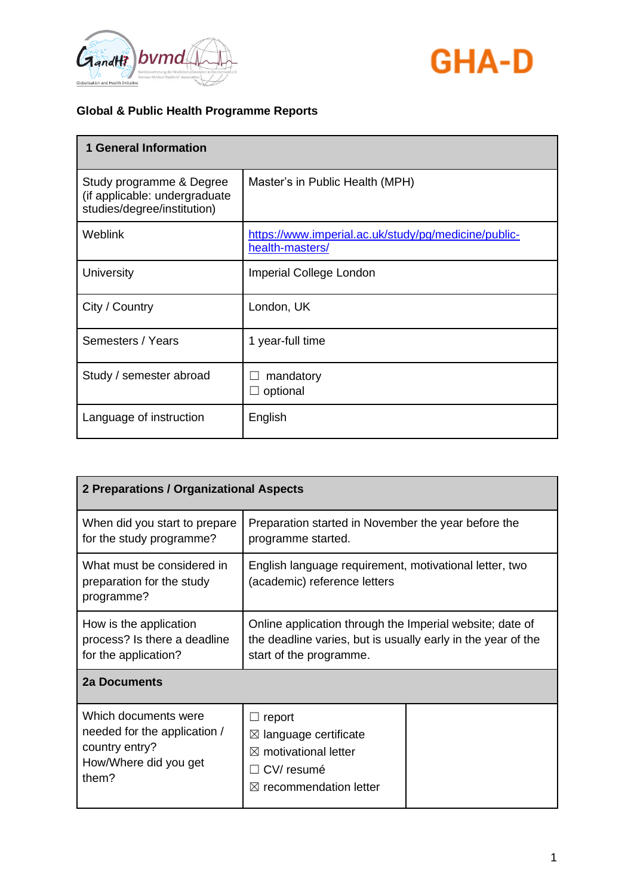GandHI bvmd GHA-D

**Global & Public Health Programme Reports**

| **1 General Information** | |
|---|---|
| Study programme & Degree (if applicable: undergraduate studies/degree/institution) | Master's in Public Health (MPH) |
| Weblink | [https://www.imperial.ac.uk/study/pg/medicine/public-health-masters/](https://www.imperial.ac.uk/study/pg/medicine/public-health-masters/) |
| University | Imperial College London |
| City / Country | London, UK |
| Semesters / Years | 1 year-full time |
| Study / semester abroad | ☐ mandatory<br>☐ optional |
| Language of instruction | English |

| **2 Preparations / Organizational Aspects** | | |
|---|---|---|
| When did you start to prepare for the study programme? | Preparation started in November the year before the programme started. | |
| What must be considered in preparation for the study programme? | English language requirement, motivational letter, two (academic) reference letters | |
| How is the application process? Is there a deadline for the application? | Online application through the Imperial website; date of the deadline varies, but is usually early in the year of the start of the programme. | |
| **2a Documents** | | |
| Which documents were needed for the application / country entry?<br>How/Where did you get them? | ☐ report<br>☒ language certificate<br>☒ motivational letter<br>☐ CV/ resumé<br>☒ recommendation letter | |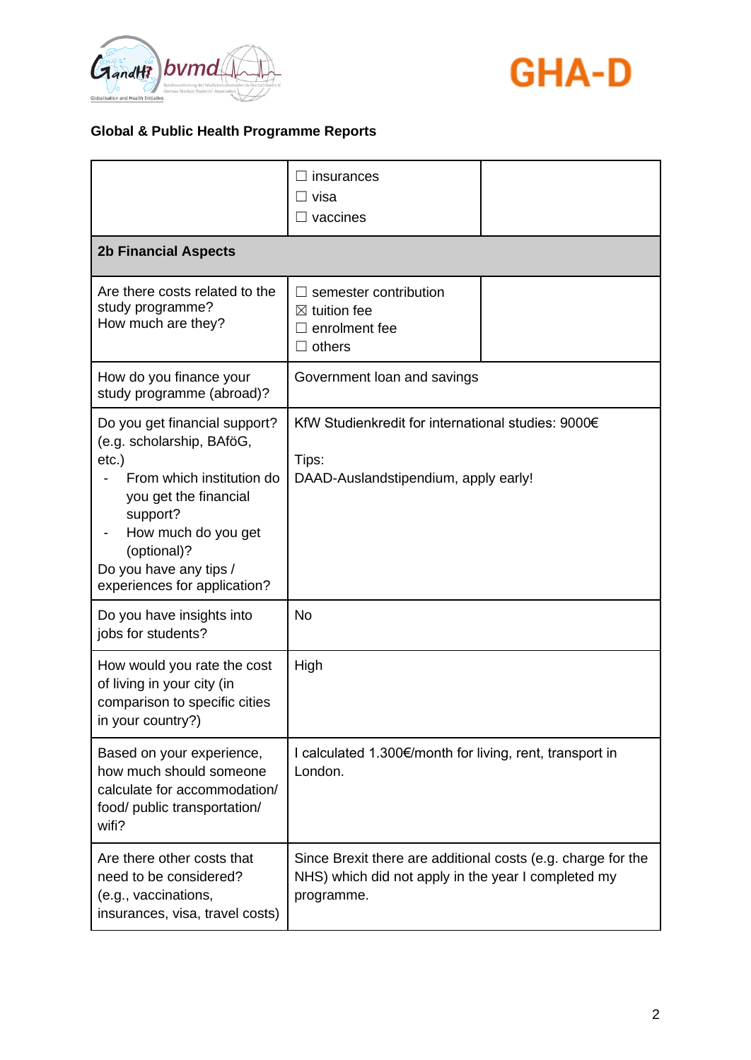### Global & Public Health Programme Reports

| | | |
|---|---|---|
| | ☐ insurances<br>☐ visa<br>☐ vaccines | |
| **2b Financial Aspects** | | |
| Are there costs related to the study programme?<br>How much are they? | ☐ semester contribution<br>☒ tuition fee<br>☐ enrolment fee<br>☐ others | |
| How do you finance your study programme (abroad)? | Government loan and savings | |
| Do you get financial support? (e.g. scholarship, BAföG, etc.)<br>- From which institution do you get the financial support?<br>- How much do you get (optional)?<br>Do you have any tips / experiences for application? | KfW Studienkredit for international studies: 9000€<br><br>Tips:<br>DAAD-Auslandstipendium, apply early! | |
| Do you have insights into jobs for students? | No | |
| How would you rate the cost of living in your city (in comparison to specific cities in your country?) | High | |
| Based on your experience, how much should someone calculate for accommodation/ food/ public transportation/ wifi? | I calculated 1.300€/month for living, rent, transport in London. | |
| Are there other costs that need to be considered? (e.g., vaccinations, insurances, visa, travel costs) | Since Brexit there are additional costs (e.g. charge for the NHS) which did not apply in the year I completed my programme. | |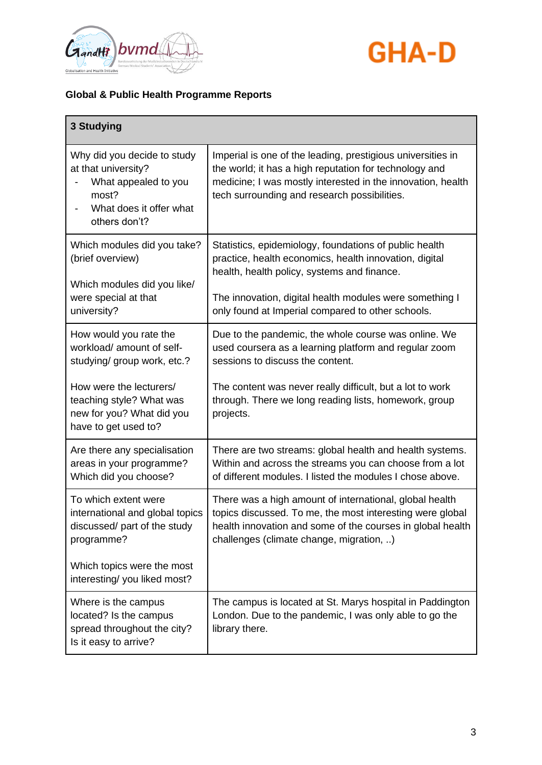**Global & Public Health Programme Reports**

| 3 Studying | |
|---|---|
| Why did you decide to study at that university?<br>- What appealed to you most?<br>- What does it offer what others don't? | Imperial is one of the leading, prestigious universities in the world; it has a high reputation for technology and medicine; I was mostly interested in the innovation, health tech surrounding and research possibilities. |
| Which modules did you take? (brief overview)<br><br>Which modules did you like/ were special at that university? | Statistics, epidemiology, foundations of public health practice, health economics, health innovation, digital health, health policy, systems and finance.<br><br>The innovation, digital health modules were something I only found at Imperial compared to other schools. |
| How would you rate the workload/ amount of self-studying/ group work, etc.?<br><br>How were the lecturers/ teaching style? What was new for you? What did you have to get used to? | Due to the pandemic, the whole course was online. We used coursera as a learning platform and regular zoom sessions to discuss the content.<br><br>The content was never really difficult, but a lot to work through. There we long reading lists, homework, group projects. |
| Are there any specialisation areas in your programme? Which did you choose? | There are two streams: global health and health systems. Within and across the streams you can choose from a lot of different modules. I listed the modules I chose above. |
| To which extent were international and global topics discussed/ part of the study programme?<br><br>Which topics were the most interesting/ you liked most? | There was a high amount of international, global health topics discussed. To me, the most interesting were global health innovation and some of the courses in global health challenges (climate change, migration, ..) |
| Where is the campus located? Is the campus spread throughout the city? Is it easy to arrive? | The campus is located at St. Marys hospital in Paddington London. Due to the pandemic, I was only able to go the library there. |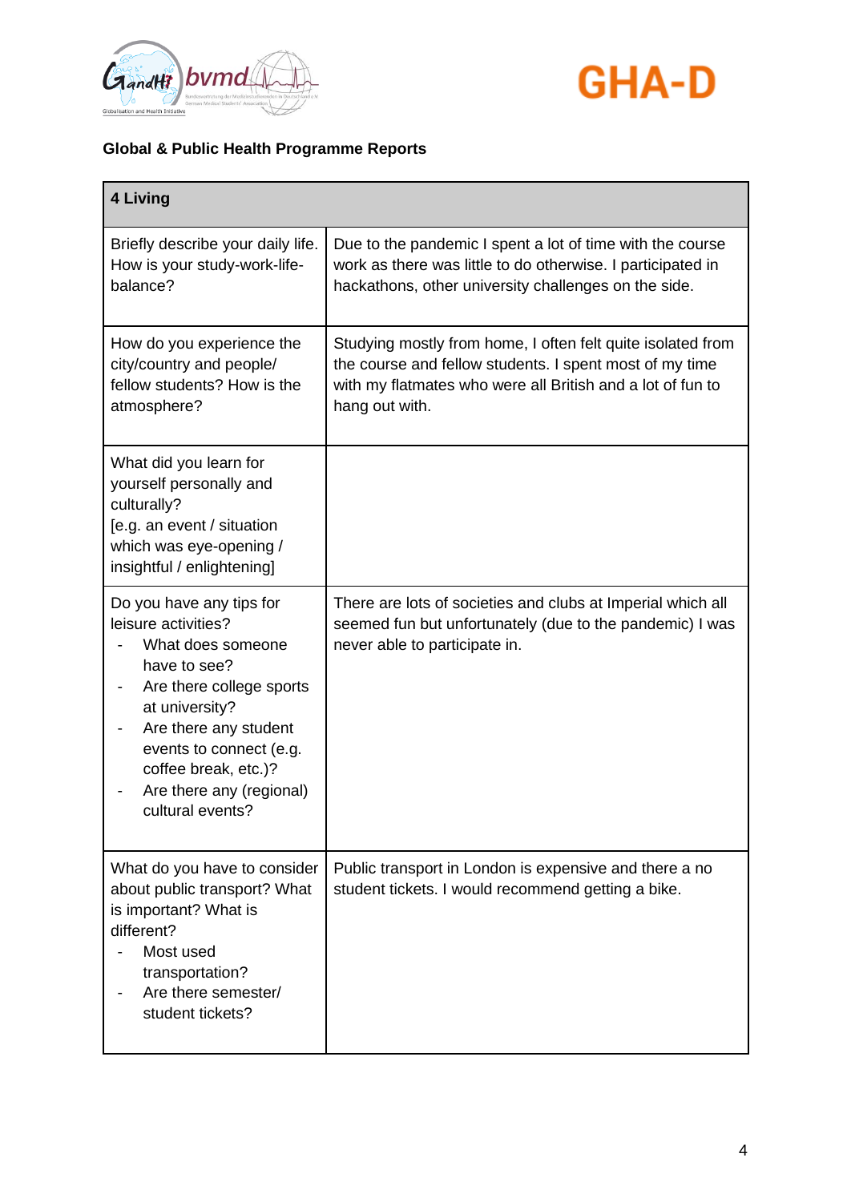**Global & Public Health Programme Reports**

| 4 Living | |
|---|---|
| Briefly describe your daily life. How is your study-work-life-balance? | Due to the pandemic I spent a lot of time with the course work as there was little to do otherwise. I participated in hackathons, other university challenges on the side. |
| How do you experience the city/country and people/ fellow students? How is the atmosphere? | Studying mostly from home, I often felt quite isolated from the course and fellow students. I spent most of my time with my flatmates who were all British and a lot of fun to hang out with. |
| What did you learn for yourself personally and culturally? [e.g. an event / situation which was eye-opening / insightful / enlightening] | |
| Do you have any tips for leisure activities?<br>- What does someone have to see?<br>- Are there college sports at university?<br>- Are there any student events to connect (e.g. coffee break, etc.)?<br>- Are there any (regional) cultural events? | There are lots of societies and clubs at Imperial which all seemed fun but unfortunately (due to the pandemic) I was never able to participate in. |
| What do you have to consider about public transport? What is important? What is different?<br>- Most used transportation?<br>- Are there semester/ student tickets? | Public transport in London is expensive and there a no student tickets. I would recommend getting a bike. |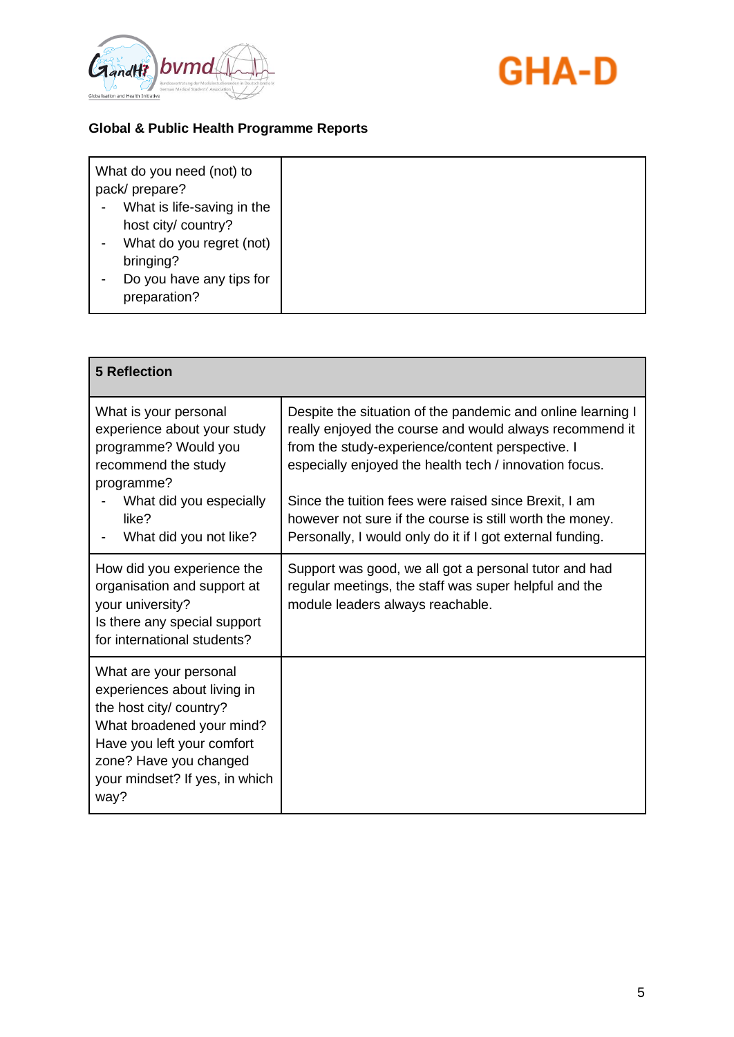**Global & Public Health Programme Reports**

| What do you need (not) to pack/ prepare?<br>- What is life-saving in the host city/ country?<br>- What do you regret (not) bringing?<br>- Do you have any tips for preparation? | |
|---|---|

| 5 Reflection | |
|---|---|
| What is your personal experience about your study programme? Would you recommend the study programme?<br>- What did you especially like?<br>- What did you not like? | Despite the situation of the pandemic and online learning I really enjoyed the course and would always recommend it from the study-experience/content perspective. I especially enjoyed the health tech / innovation focus.<br><br>Since the tuition fees were raised since Brexit, I am however not sure if the course is still worth the money. Personally, I would only do it if I got external funding. |
| How did you experience the organisation and support at your university?<br>Is there any special support for international students? | Support was good, we all got a personal tutor and had regular meetings, the staff was super helpful and the module leaders always reachable. |
| What are your personal experiences about living in the host city/ country?<br>What broadened your mind?<br>Have you left your comfort zone? Have you changed your mindset? If yes, in which way? | |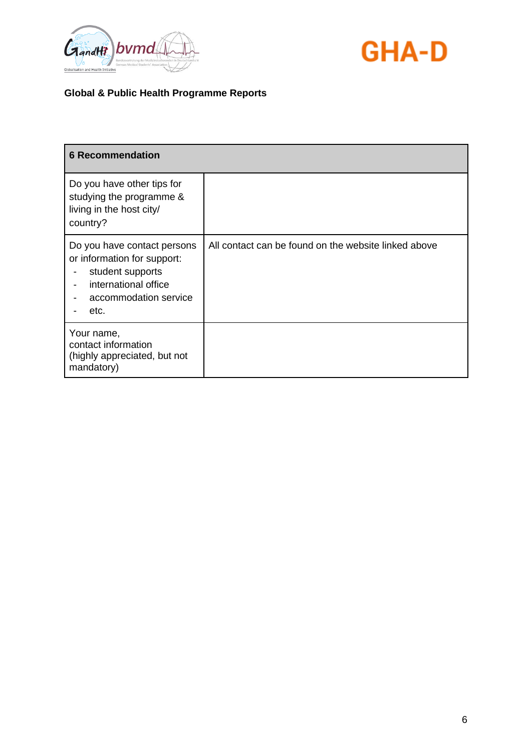**Global & Public Health Programme Reports**

| 6 Recommendation | |
| --- | --- |
| Do you have other tips for studying the programme & living in the host city/ country? | |
| Do you have contact persons or information for support:<br>- student supports<br>- international office<br>- accommodation service<br>- etc. | All contact can be found on the website linked above |
| Your name,<br>contact information<br>(highly appreciated, but not mandatory) | |